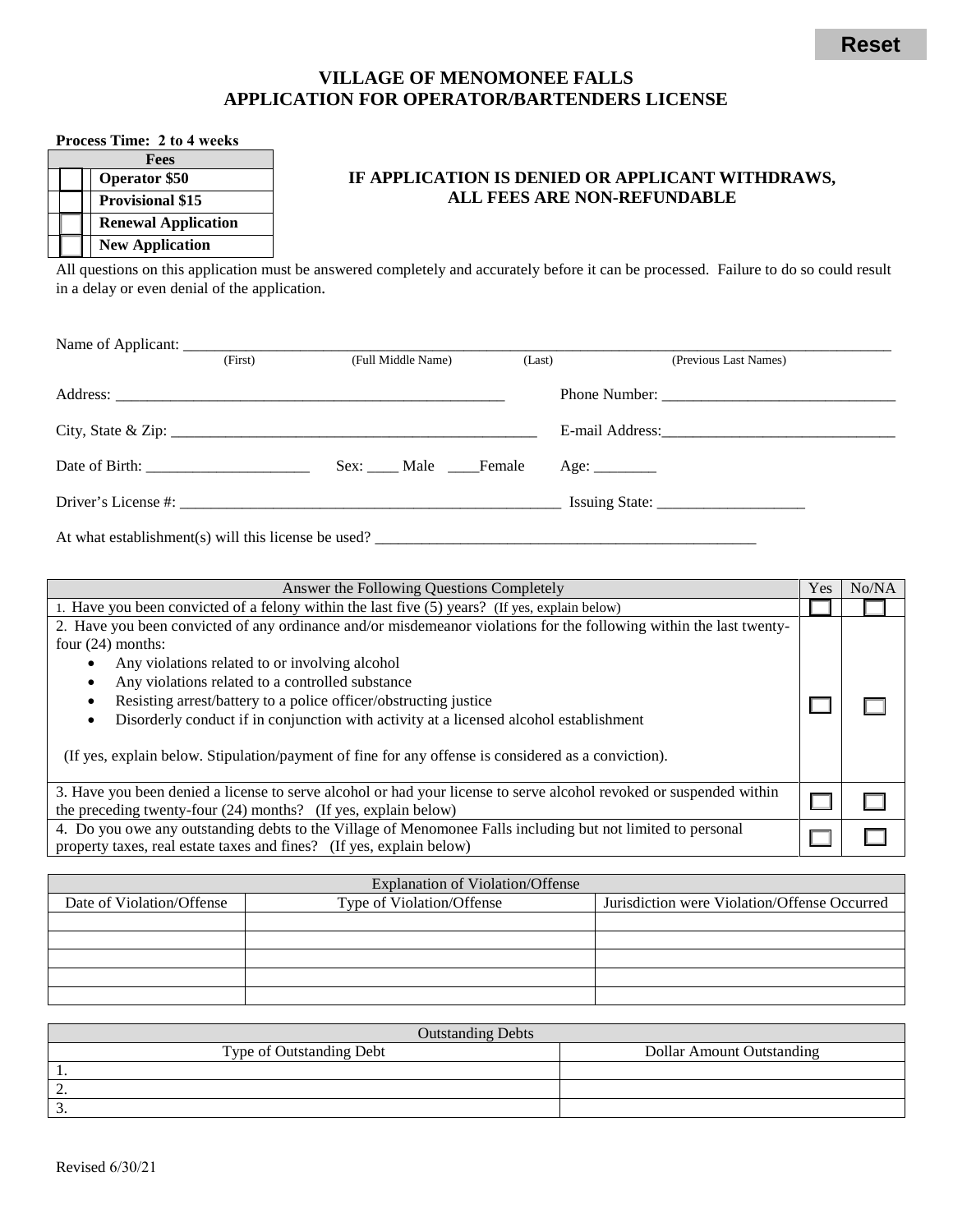Reset

# VILLAGE OF MENOMONEE FALLS
# APPLICATION FOR OPERATOR/BARTENDERS LICENSE

**Process Time: 2 to 4 weeks**

| | Fees |
|---|---|
| ☐ | **Operator $50** |
| ☐ | **Provisional $15** |
| ☐ | **Renewal Application** |
| ☐ | **New Application** |

**IF APPLICATION IS DENIED OR APPLICANT WITHDRAWS, ALL FEES ARE NON-REFUNDABLE**

All questions on this application must be answered completely and accurately before it can be processed. Failure to do so could result in a delay or even denial of the application.

Name of Applicant: ______________________________________________
(First) (Full Middle Name) (Last) (Previous Last Names)

Address: ______________________________ Phone Number: ______________________

City, State & Zip: ______________________________ E-mail Address: ______________________

Date of Birth: ______________ Sex: ____ Male ____Female Age: ________

Driver's License #: ______________________________ Issuing State: ______________

At what establishment(s) will this license be used? ______________________________

| Answer the Following Questions Completely | Yes | No/NA |
|---|---|---|
| 1. Have you been convicted of a felony within the last five (5) years? (If yes, explain below) | ☐ | ☐ |
| 2. Have you been convicted of any ordinance and/or misdemeanor violations for the following within the last twenty-four (24) months:<br>• Any violations related to or involving alcohol<br>• Any violations related to a controlled substance<br>• Resisting arrest/battery to a police officer/obstructing justice<br>• Disorderly conduct if in conjunction with activity at a licensed alcohol establishment<br><br>(If yes, explain below. Stipulation/payment of fine for any offense is considered as a conviction). | ☐ | ☐ |
| 3. Have you been denied a license to serve alcohol or had your license to serve alcohol revoked or suspended within the preceding twenty-four (24) months? (If yes, explain below) | ☐ | ☐ |
| 4. Do you owe any outstanding debts to the Village of Menomonee Falls including but not limited to personal property taxes, real estate taxes and fines? (If yes, explain below) | ☐ | ☐ |

| Explanation of Violation/Offense | | |
|---|---|---|
| Date of Violation/Offense | Type of Violation/Offense | Jurisdiction were Violation/Offense Occurred |
| | | |
| | | |
| | | |
| | | |
| | | |

| Outstanding Debts | |
|---|---|
| Type of Outstanding Debt | Dollar Amount Outstanding |
| 1. | |
| 2. | |
| 3. | |

Revised 6/30/21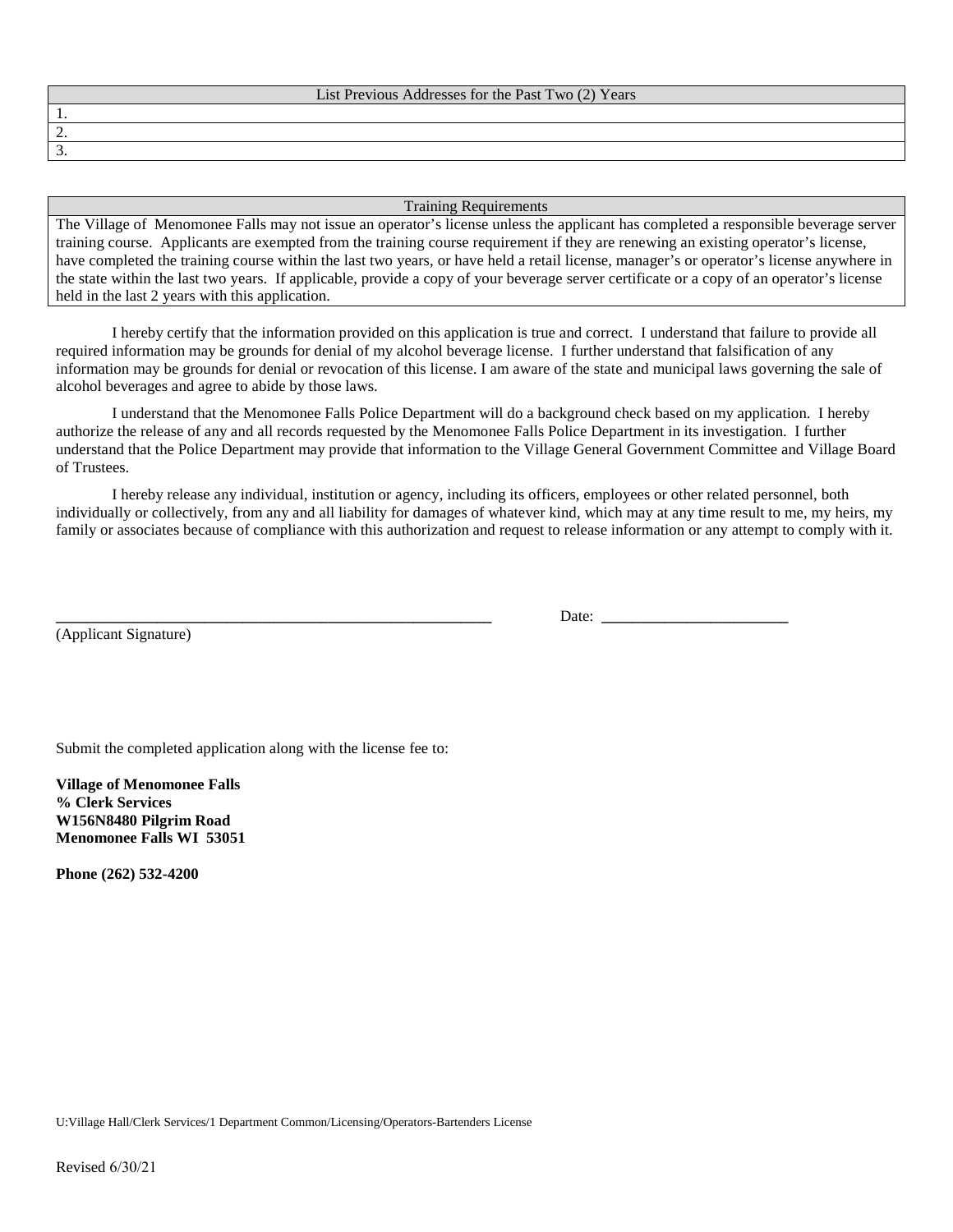| List Previous Addresses for the Past Two (2) Years |
| --- |
| 1. |
| 2. |
| 3. |

| Training Requirements |
| --- |
| The Village of Menomonee Falls may not issue an operator's license unless the applicant has completed a responsible beverage server training course. Applicants are exempted from the training course requirement if they are renewing an existing operator's license, have completed the training course within the last two years, or have held a retail license, manager's or operator's license anywhere in the state within the last two years. If applicable, provide a copy of your beverage server certificate or a copy of an operator's license held in the last 2 years with this application. |

I hereby certify that the information provided on this application is true and correct. I understand that failure to provide all required information may be grounds for denial of my alcohol beverage license. I further understand that falsification of any information may be grounds for denial or revocation of this license. I am aware of the state and municipal laws governing the sale of alcohol beverages and agree to abide by those laws.

I understand that the Menomonee Falls Police Department will do a background check based on my application. I hereby authorize the release of any and all records requested by the Menomonee Falls Police Department in its investigation. I further understand that the Police Department may provide that information to the Village General Government Committee and Village Board of Trustees.

I hereby release any individual, institution or agency, including its officers, employees or other related personnel, both individually or collectively, from any and all liability for damages of whatever kind, which may at any time result to me, my heirs, my family or associates because of compliance with this authorization and request to release information or any attempt to comply with it.

\_\_\_\_\_\_\_\_\_\_\_\_\_\_\_\_\_\_\_\_\_\_\_\_\_\_\_\_\_\_\_\_\_\_\_\_\_\_\_\_\_\_\_\_ Date: \_\_\_\_\_\_\_\_\_\_\_\_\_\_\_\_\_\_\_\_\_\_
(Applicant Signature)

Submit the completed application along with the license fee to:

**Village of Menomonee Falls**
**% Clerk Services**
**W156N8480 Pilgrim Road**
**Menomonee Falls WI 53051**

**Phone (262) 532-4200**

U:Village Hall/Clerk Services/1 Department Common/Licensing/Operators-Bartenders License

Revised 6/30/21